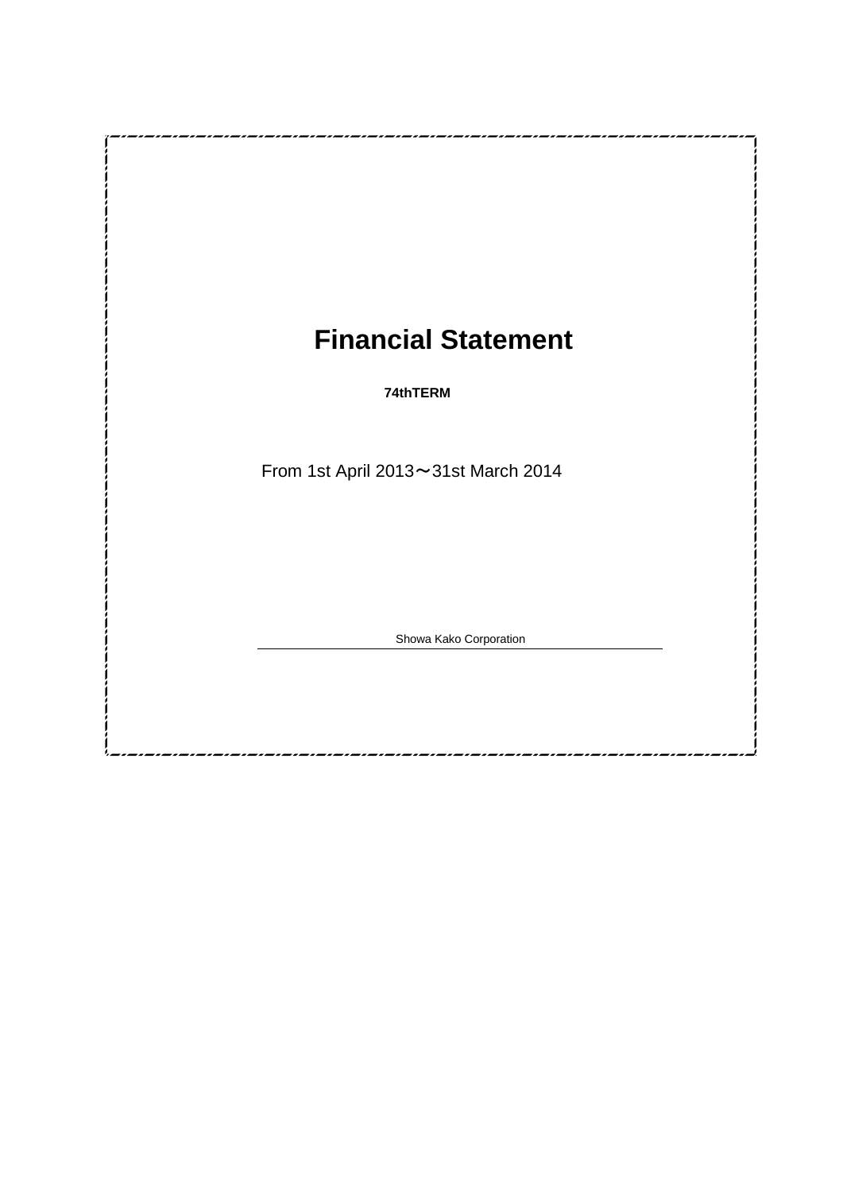# Financial Statement

**74thTERM**

From 1st April 2013～31st March 2014

Showa Kako Corporation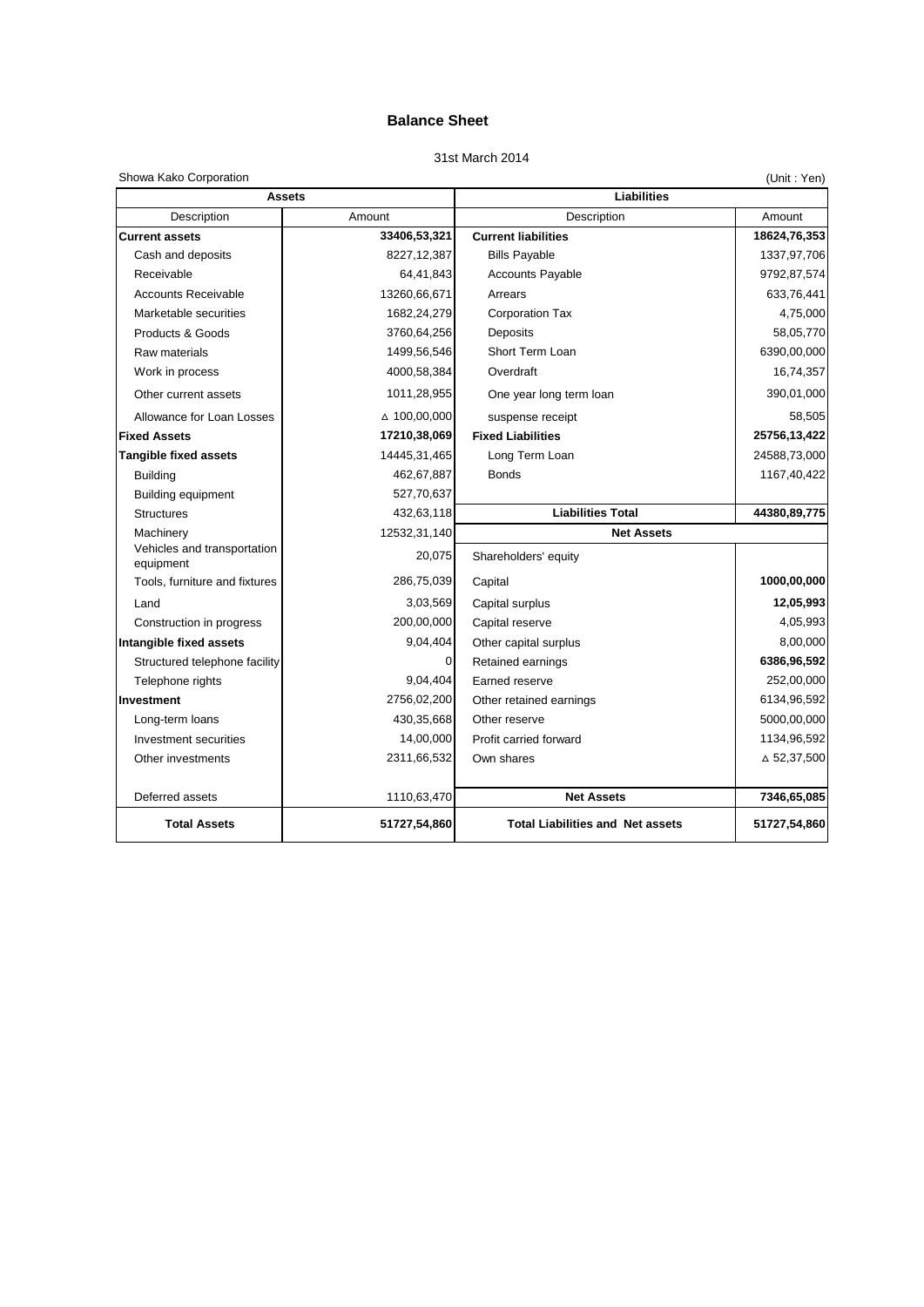# Balance Sheet

31st March 2014

Showa Kako Corporation (Unit : Yen)

| Assets | | Liabilities | |
|---|---|---|---|
| Description | Amount | Description | Amount |
| **Current assets** | **33406,53,321** | **Current liabilities** | **18624,76,353** |
| Cash and deposits | 8227,12,387 | Bills Payable | 1337,97,706 |
| Receivable | 64,41,843 | Accounts Payable | 9792,87,574 |
| Accounts Receivable | 13260,66,671 | Arrears | 633,76,441 |
| Marketable securities | 1682,24,279 | Corporation Tax | 4,75,000 |
| Products & Goods | 3760,64,256 | Deposits | 58,05,770 |
| Raw materials | 1499,56,546 | Short Term Loan | 6390,00,000 |
| Work in process | 4000,58,384 | Overdraft | 16,74,357 |
| Other current assets | 1011,28,955 | One year long term loan | 390,01,000 |
| Allowance for Loan Losses | △ 100,00,000 | suspense receipt | 58,505 |
| **Fixed Assets** | **17210,38,069** | **Fixed Liabilities** | **25756,13,422** |
| **Tangible fixed assets** | 14445,31,465 | Long Term Loan | 24588,73,000 |
| Building | 462,67,887 | Bonds | 1167,40,422 |
| Building equipment | 527,70,637 | | |
| Structures | 432,63,118 | **Liabilities Total** | **44380,89,775** |
| Machinery | 12532,31,140 | **Net Assets** | |
| Vehicles and transportation equipment | 20,075 | Shareholders' equity | |
| Tools, furniture and fixtures | 286,75,039 | Capital | **1000,00,000** |
| Land | 3,03,569 | Capital surplus | **12,05,993** |
| Construction in progress | 200,00,000 | Capital reserve | 4,05,993 |
| **Intangible fixed assets** | 9,04,404 | Other capital surplus | 8,00,000 |
| Structured telephone facility | 0 | Retained earnings | **6386,96,592** |
| Telephone rights | 9,04,404 | Earned reserve | 252,00,000 |
| **Investment** | 2756,02,200 | Other retained earnings | 6134,96,592 |
| Long-term loans | 430,35,668 | Other reserve | 5000,00,000 |
| Investment securities | 14,00,000 | Profit carried forward | 1134,96,592 |
| Other investments | 2311,66,532 | Own shares | △ 52,37,500 |
| Deferred assets | 1110,63,470 | **Net Assets** | **7346,65,085** |
| **Total Assets** | **51727,54,860** | **Total Liabilities and Net assets** | **51727,54,860** |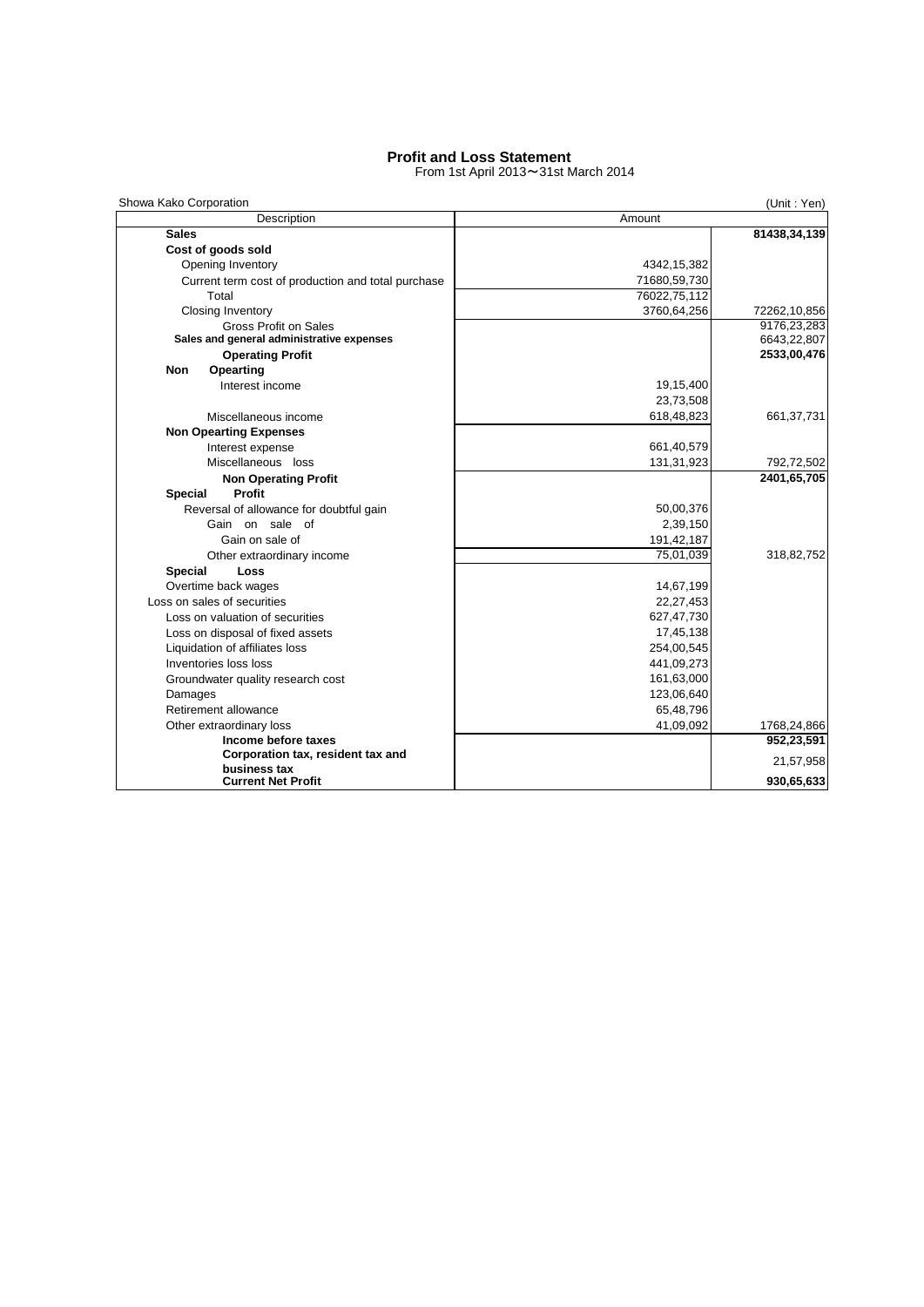# Profit and Loss Statement

From 1st April 2013～31st March 2014

Showa Kako Corporation (Unit : Yen)

| Description | Amount | |
|---|---|---|
| **Sales** | | **81438,34,139** |
| **Cost of goods sold** | | |
| Opening Inventory | 4342,15,382 | |
| Current term cost of production and total purchase | 71680,59,730 | |
| Total | 76022,75,112 | |
| Closing Inventory | 3760,64,256 | 72262,10,856 |
| Gross Profit on Sales | | 9176,23,283 |
| **Sales and general administrative expenses** | | 6643,22,807 |
| **Operating Profit** | | **2533,00,476** |
| **Non Opearting** | | |
| Interest income | 19,15,400 | |
| | 23,73,508 | |
| Miscellaneous income | 618,48,823 | 661,37,731 |
| **Non Opearting Expenses** | | |
| Interest expense | 661,40,579 | |
| Miscellaneous loss | 131,31,923 | 792,72,502 |
| **Non Operating Profit** | | **2401,65,705** |
| **Special Profit** | | |
| Reversal of allowance for doubtful gain | 50,00,376 | |
| Gain on sale of | 2,39,150 | |
| Gain on sale of | 191,42,187 | |
| Other extraordinary income | 75,01,039 | 318,82,752 |
| **Special Loss** | | |
| Overtime back wages | 14,67,199 | |
| Loss on sales of securities | 22,27,453 | |
| Loss on valuation of securities | 627,47,730 | |
| Loss on disposal of fixed assets | 17,45,138 | |
| Liquidation of affiliates loss | 254,00,545 | |
| Inventories loss loss | 441,09,273 | |
| Groundwater quality research cost | 161,63,000 | |
| Damages | 123,06,640 | |
| Retirement allowance | 65,48,796 | |
| Other extraordinary loss | 41,09,092 | 1768,24,866 |
| **Income before taxes** | | **952,23,591** |
| **Corporation tax, resident tax and business tax** | | 21,57,958 |
| **Current Net Profit** | | **930,65,633** |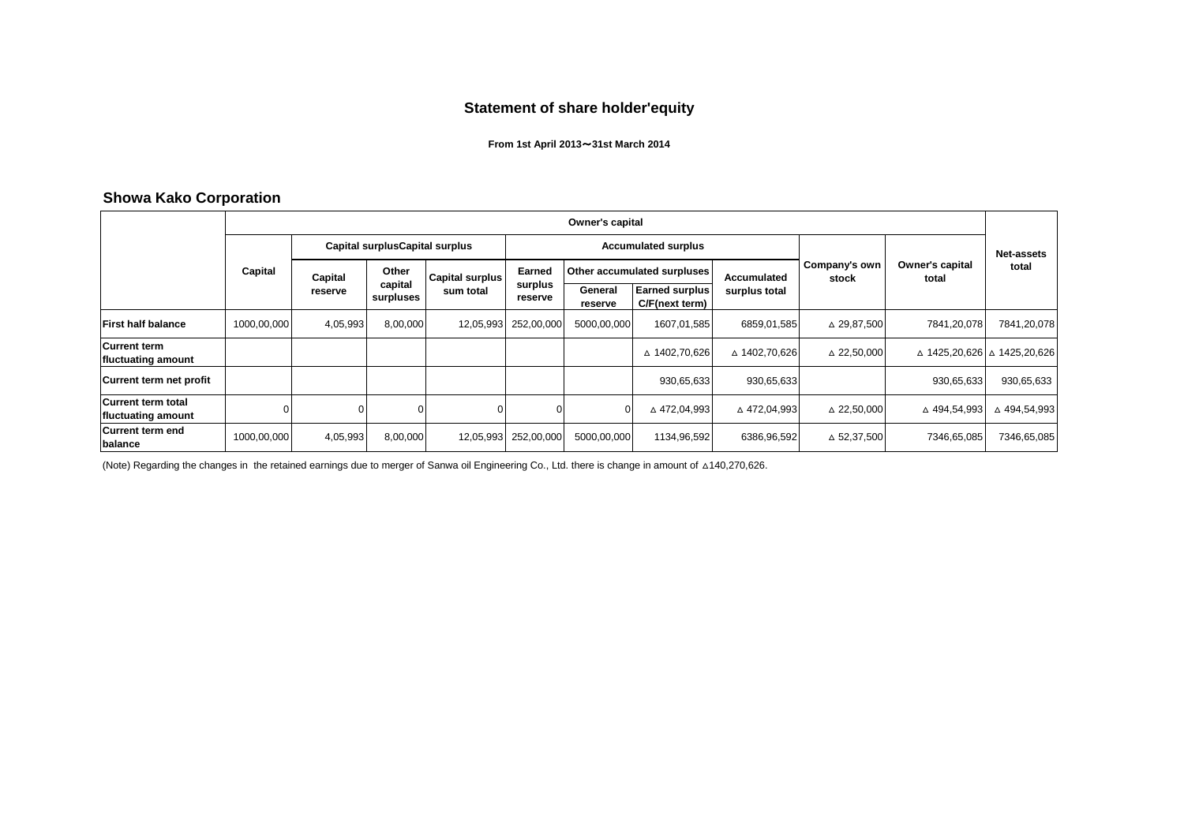## Statement of share holder'equity

**From 1st April 2013〜31st March 2014**

### Showa Kako Corporation

| | Owner's capital | | | | | | | | | | | Net-assets total |
|---|---|---|---|---|---|---|---|---|---|---|---|---|
| | Capital | Capital surplusCapital surplus | | | Accumulated surplus | | | | Company's own stock | Owner's capital total | | |
| | | Capital reserve | Other capital surpluses | Capital surplus sum total | Earned surplus reserve | Other accumulated surpluses | | Accumulated surplus total | | | | |
| | | | | | | General reserve | Earned surplus C/F(next term) | | | | | |
| **First half balance** | 1000,00,000 | 4,05,993 | 8,00,000 | 12,05,993 | 252,00,000 | 5000,00,000 | 1607,01,585 | 6859,01,585 | ▵ 29,87,500 | 7841,20,078 | | 7841,20,078 |
| **Current term fluctuating amount** | | | | | | | ▵ 1402,70,626 | ▵ 1402,70,626 | ▵ 22,50,000 | ▵ 1425,20,626 | | ▵ 1425,20,626 |
| **Current term net profit** | | | | | | | 930,65,633 | 930,65,633 | | 930,65,633 | | 930,65,633 |
| **Current term total fluctuating amount** | 0 | 0 | 0 | 0 | 0 | 0 | ▵ 472,04,993 | ▵ 472,04,993 | ▵ 22,50,000 | ▵ 494,54,993 | | ▵ 494,54,993 |
| **Current term end balance** | 1000,00,000 | 4,05,993 | 8,00,000 | 12,05,993 | 252,00,000 | 5000,00,000 | 1134,96,592 | 6386,96,592 | ▵ 52,37,500 | 7346,65,085 | | 7346,65,085 |

(Note) Regarding the changes in the retained earnings due to merger of Sanwa oil Engineering Co., Ltd. there is change in amount of ▵140,270,626.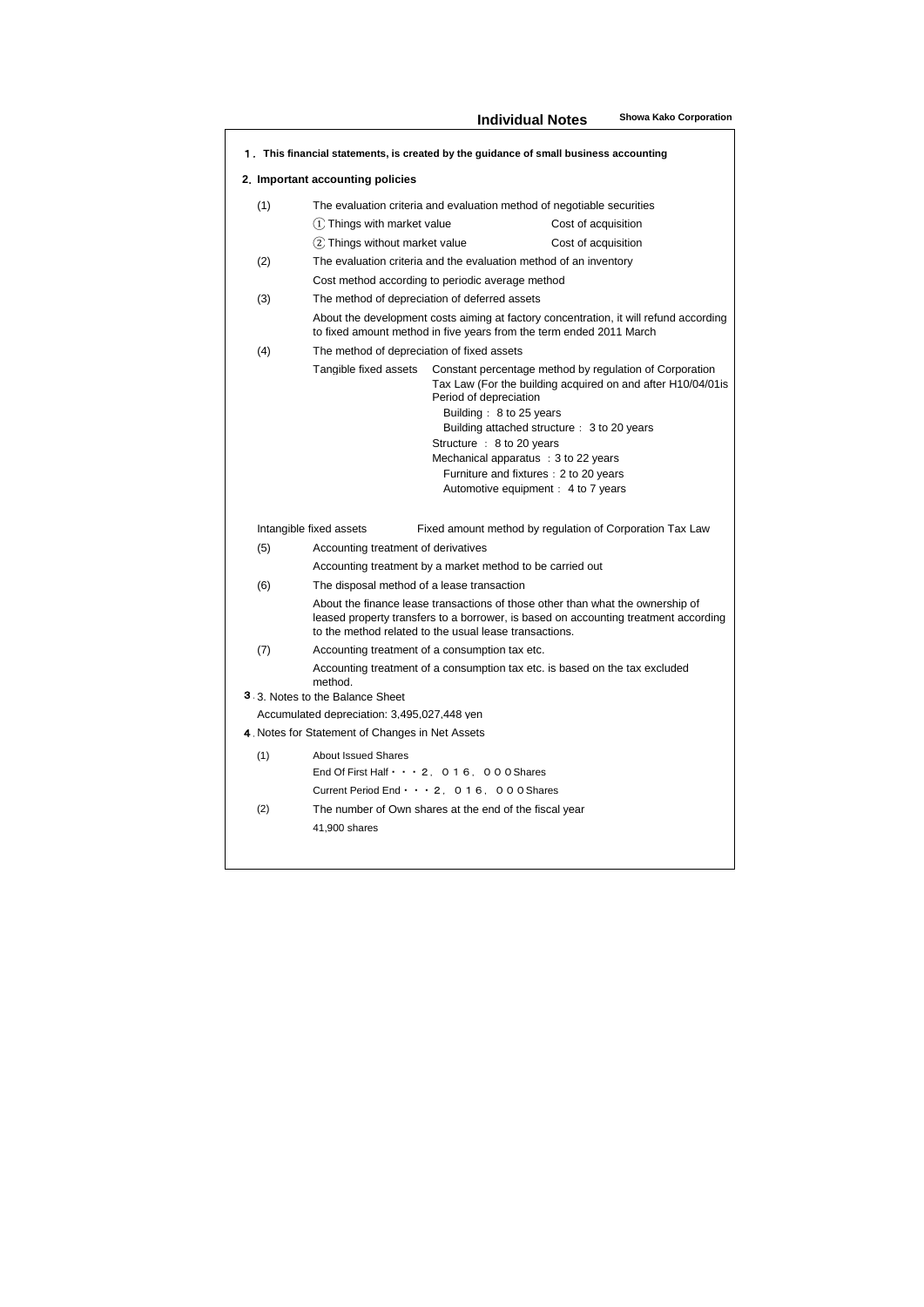# Individual Notes

**Showa Kako Corporation**

## 1. This financial statements, is created by the guidance of small business accounting

## 2. Important accounting policies

(1) The evaluation criteria and evaluation method of negotiable securities

① Things with market value　　Cost of acquisition

② Things without market value　　Cost of acquisition

(2) The evaluation criteria and the evaluation method of an inventory

Cost method according to periodic average method

(3) The method of depreciation of deferred assets

About the development costs aiming at factory concentration, it will refund according to fixed amount method in five years from the term ended 2011 March

(4) The method of depreciation of fixed assets

Tangible fixed assets　　Constant percentage method by regulation of Corporation Tax Law (For the building acquired on and after H10/04/01is Period of depreciation

Building : 8 to 25 years

Building attached structure : 3 to 20 years

Structure : 8 to 20 years

Mechanical apparatus : 3 to 22 years

Furniture and fixtures : 2 to 20 years

Automotive equipment : 4 to 7 years

Intangible fixed assets　　Fixed amount method by regulation of Corporation Tax Law

(5) Accounting treatment of derivatives

Accounting treatment by a market method to be carried out

(6) The disposal method of a lease transaction

About the finance lease transactions of those other than what the ownership of leased property transfers to a borrower, is based on accounting treatment according to the method related to the usual lease transactions.

(7) Accounting treatment of a consumption tax etc.

Accounting treatment of a consumption tax etc. is based on the tax excluded method.

## 3. 3. Notes to the Balance Sheet

Accumulated depreciation: 3,495,027,448 yen

## 4. Notes for Statement of Changes in Net Assets

(1) About Issued Shares

End Of First Half・・・２，０１６，０００Shares

Current Period End・・・２，０１６，０００Shares

(2) The number of Own shares at the end of the fiscal year

41,900 shares